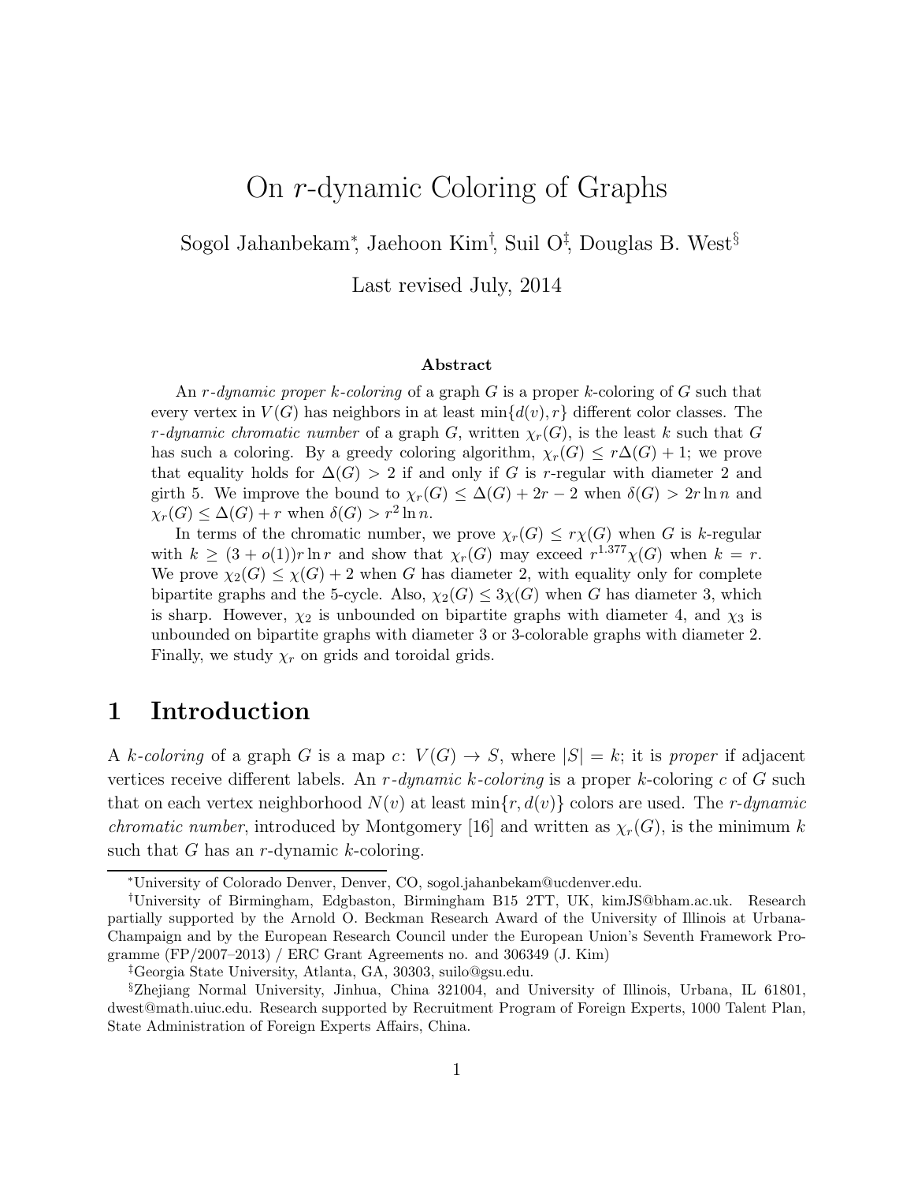# On $r$-dynamic Coloring of Graphs

Sogol Jahanbekam[*], Jaehoon Kim[†], Suil O[‡], Douglas B. West[§]

Last revised July, 2014

### Abstract

An *$r$-dynamic proper $k$-coloring* of a graph $G$ is a proper $k$-coloring of $G$ such that every vertex in $V(G)$ has neighbors in at least $\min\{d(v), r\}$ different color classes. The *$r$-dynamic chromatic number* of a graph $G$, written $\chi_r(G)$, is the least $k$ such that $G$ has such a coloring. By a greedy coloring algorithm, $\chi_r(G) \le r\Delta(G) + 1$; we prove that equality holds for $\Delta(G) > 2$ if and only if $G$ is $r$-regular with diameter 2 and girth 5. We improve the bound to $\chi_r(G) \le \Delta(G) + 2r - 2$ when $\delta(G) > 2r \ln n$ and $\chi_r(G) \le \Delta(G) + r$ when $\delta(G) > r^2 \ln n$.

In terms of the chromatic number, we prove $\chi_r(G) \le r\chi(G)$ when $G$ is $k$-regular with $k \ge (3 + o(1))r \ln r$ and show that $\chi_r(G)$ may exceed $r^{1.377}\chi(G)$ when $k = r$. We prove $\chi_2(G) \le \chi(G) + 2$ when $G$ has diameter 2, with equality only for complete bipartite graphs and the 5-cycle. Also, $\chi_2(G) \le 3\chi(G)$ when $G$ has diameter 3, which is sharp. However, $\chi_2$ is unbounded on bipartite graphs with diameter 4, and $\chi_3$ is unbounded on bipartite graphs with diameter 3 or 3-colorable graphs with diameter 2. Finally, we study $\chi_r$ on grids and toroidal grids.

## 1 Introduction

A *$k$-coloring* of a graph $G$ is a map $c\colon V(G) \to S$, where $|S| = k$; it is *proper* if adjacent vertices receive different labels. An *$r$-dynamic $k$-coloring* is a proper $k$-coloring $c$ of $G$ such that on each vertex neighborhood $N(v)$ at least $\min\{r, d(v)\}$ colors are used. The *$r$-dynamic chromatic number*, introduced by Montgomery [16] and written as $\chi_r(G)$, is the minimum $k$ such that $G$ has an $r$-dynamic $k$-coloring.

---

[*] University of Colorado Denver, Denver, CO, sogol.jahanbekam@ucdenver.edu.

[†] University of Birmingham, Edgbaston, Birmingham B15 2TT, UK, kimJS@bham.ac.uk. Research partially supported by the Arnold O. Beckman Research Award of the University of Illinois at Urbana-Champaign and by the European Research Council under the European Union's Seventh Framework Programme (FP/2007–2013) / ERC Grant Agreements no. and 306349 (J. Kim)

[‡] Georgia State University, Atlanta, GA, 30303, suilo@gsu.edu.

[§] Zhejiang Normal University, Jinhua, China 321004, and University of Illinois, Urbana, IL 61801, dwest@math.uiuc.edu. Research supported by Recruitment Program of Foreign Experts, 1000 Talent Plan, State Administration of Foreign Experts Affairs, China.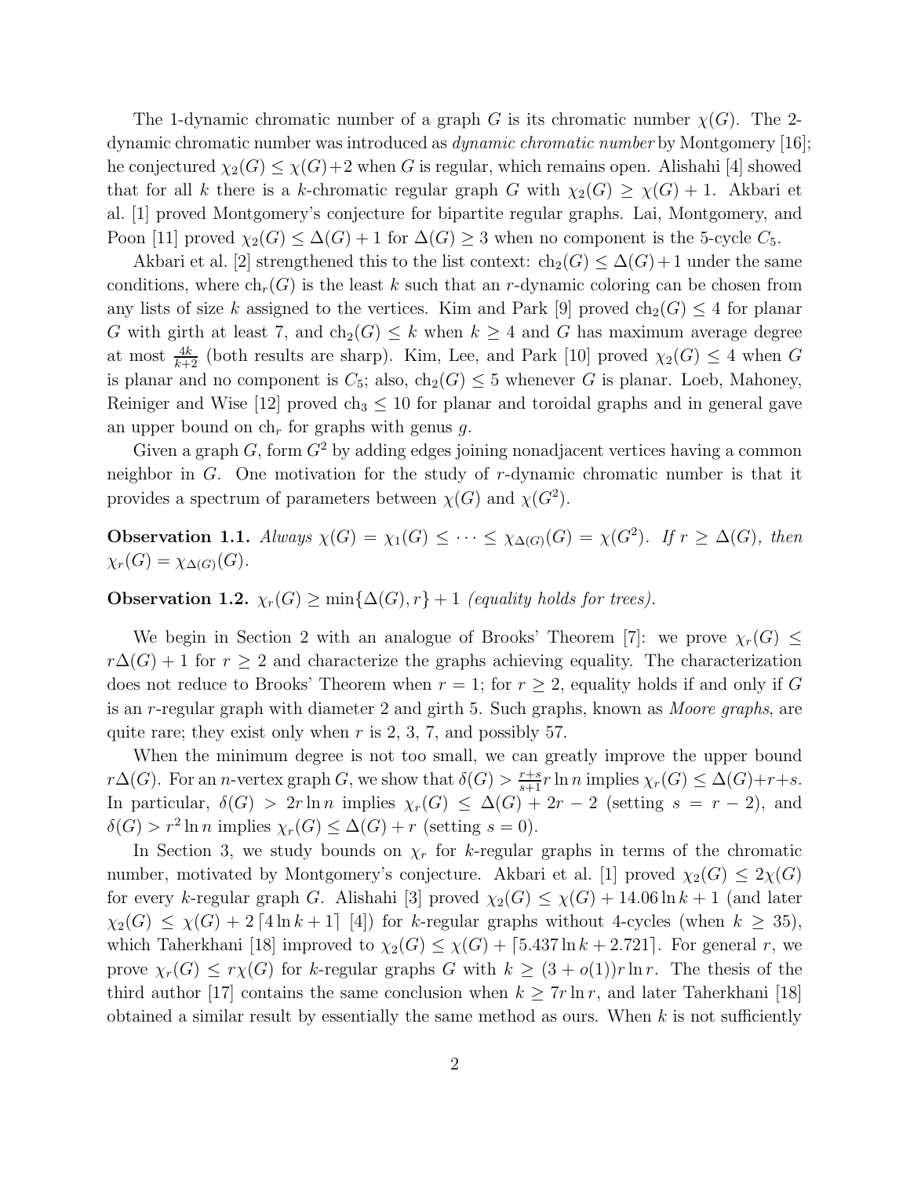The 1-dynamic chromatic number of a graph $G$ is its chromatic number $\chi(G)$. The 2-dynamic chromatic number was introduced as *dynamic chromatic number* by Montgomery [16]; he conjectured $\chi_2(G) \le \chi(G)+2$ when $G$ is regular, which remains open. Alishahi [4] showed that for all $k$ there is a $k$-chromatic regular graph $G$ with $\chi_2(G) \ge \chi(G) + 1$. Akbari et al. [1] proved Montgomery's conjecture for bipartite regular graphs. Lai, Montgomery, and Poon [11] proved $\chi_2(G) \le \Delta(G) + 1$ for $\Delta(G) \ge 3$ when no component is the 5-cycle $C_5$.

Akbari et al. [2] strengthened this to the list context: $\mathrm{ch}_2(G) \le \Delta(G)+1$ under the same conditions, where $\mathrm{ch}_r(G)$ is the least $k$ such that an $r$-dynamic coloring can be chosen from any lists of size $k$ assigned to the vertices. Kim and Park [9] proved $\mathrm{ch}_2(G) \le 4$ for planar $G$ with girth at least 7, and $\mathrm{ch}_2(G) \le k$ when $k \ge 4$ and $G$ has maximum average degree at most $\frac{4k}{k+2}$ (both results are sharp). Kim, Lee, and Park [10] proved $\chi_2(G) \le 4$ when $G$ is planar and no component is $C_5$; also, $\mathrm{ch}_2(G) \le 5$ whenever $G$ is planar. Loeb, Mahoney, Reiniger and Wise [12] proved $\mathrm{ch}_3 \le 10$ for planar and toroidal graphs and in general gave an upper bound on $\mathrm{ch}_r$ for graphs with genus $g$.

Given a graph $G$, form $G^2$ by adding edges joining nonadjacent vertices having a common neighbor in $G$. One motivation for the study of $r$-dynamic chromatic number is that it provides a spectrum of parameters between $\chi(G)$ and $\chi(G^2)$.

**Observation 1.1.** *Always $\chi(G) = \chi_1(G) \le \cdots \le \chi_{\Delta(G)}(G) = \chi(G^2)$. If $r \ge \Delta(G)$, then $\chi_r(G) = \chi_{\Delta(G)}(G)$.*

**Observation 1.2.** $\chi_r(G) \ge \min\{\Delta(G), r\} + 1$ *(equality holds for trees).*

We begin in Section 2 with an analogue of Brooks' Theorem [7]: we prove $\chi_r(G) \le r\Delta(G) + 1$ for $r \ge 2$ and characterize the graphs achieving equality. The characterization does not reduce to Brooks' Theorem when $r = 1$; for $r \ge 2$, equality holds if and only if $G$ is an $r$-regular graph with diameter 2 and girth 5. Such graphs, known as *Moore graphs*, are quite rare; they exist only when $r$ is 2, 3, 7, and possibly 57.

When the minimum degree is not too small, we can greatly improve the upper bound $r\Delta(G)$. For an $n$-vertex graph $G$, we show that $\delta(G) > \frac{r+s}{s+1} r \ln n$ implies $\chi_r(G) \le \Delta(G)+r+s$. In particular, $\delta(G) > 2r \ln n$ implies $\chi_r(G) \le \Delta(G) + 2r - 2$ (setting $s = r - 2$), and $\delta(G) > r^2 \ln n$ implies $\chi_r(G) \le \Delta(G) + r$ (setting $s = 0$).

In Section 3, we study bounds on $\chi_r$ for $k$-regular graphs in terms of the chromatic number, motivated by Montgomery's conjecture. Akbari et al. [1] proved $\chi_2(G) \le 2\chi(G)$ for every $k$-regular graph $G$. Alishahi [3] proved $\chi_2(G) \le \chi(G) + 14.06 \ln k + 1$ (and later $\chi_2(G) \le \chi(G) + 2\lceil 4 \ln k + 1\rceil$ [4]) for $k$-regular graphs without 4-cycles (when $k \ge 35$), which Taherkhani [18] improved to $\chi_2(G) \le \chi(G) + \lceil 5.437 \ln k + 2.721\rceil$. For general $r$, we prove $\chi_r(G) \le r\chi(G)$ for $k$-regular graphs $G$ with $k \ge (3 + o(1))r \ln r$. The thesis of the third author [17] contains the same conclusion when $k \ge 7r \ln r$, and later Taherkhani [18] obtained a similar result by essentially the same method as ours. When $k$ is not sufficiently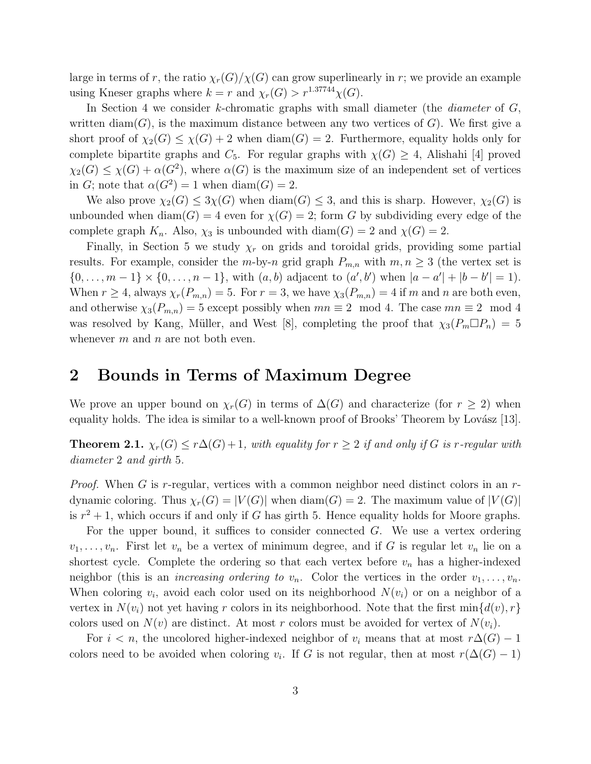large in terms of $r$, the ratio $\chi_r(G)/\chi(G)$ can grow superlinearly in $r$; we provide an example using Kneser graphs where $k = r$ and $\chi_r(G) > r^{1.37744}\chi(G)$.

In Section 4 we consider $k$-chromatic graphs with small diameter (the *diameter* of $G$, written $\text{diam}(G)$, is the maximum distance between any two vertices of $G$). We first give a short proof of $\chi_2(G) \le \chi(G) + 2$ when $\text{diam}(G) = 2$. Furthermore, equality holds only for complete bipartite graphs and $C_5$. For regular graphs with $\chi(G) \ge 4$, Alishahi [4] proved $\chi_2(G) \le \chi(G) + \alpha(G^2)$, where $\alpha(G)$ is the maximum size of an independent set of vertices in $G$; note that $\alpha(G^2) = 1$ when $\text{diam}(G) = 2$.

We also prove $\chi_2(G) \le 3\chi(G)$ when $\text{diam}(G) \le 3$, and this is sharp. However, $\chi_2(G)$ is unbounded when $\text{diam}(G) = 4$ even for $\chi(G) = 2$; form $G$ by subdividing every edge of the complete graph $K_n$. Also, $\chi_3$ is unbounded with $\text{diam}(G) = 2$ and $\chi(G) = 2$.

Finally, in Section 5 we study $\chi_r$ on grids and toroidal grids, providing some partial results. For example, consider the $m$-by-$n$ grid graph $P_{m,n}$ with $m, n \ge 3$ (the vertex set is $\{0, \dots, m-1\} \times \{0, \dots, n-1\}$, with $(a, b)$ adjacent to $(a', b')$ when $|a - a'| + |b - b'| = 1$). When $r \ge 4$, always $\chi_r(P_{m,n}) = 5$. For $r = 3$, we have $\chi_3(P_{m,n}) = 4$ if $m$ and $n$ are both even, and otherwise $\chi_3(P_{m,n}) = 5$ except possibly when $mn \equiv 2 \mod 4$. The case $mn \equiv 2 \mod 4$ was resolved by Kang, Müller, and West [8], completing the proof that $\chi_3(P_m \square P_n) = 5$ whenever $m$ and $n$ are not both even.

## 2 Bounds in Terms of Maximum Degree

We prove an upper bound on $\chi_r(G)$ in terms of $\Delta(G)$ and characterize (for $r \ge 2$) when equality holds. The idea is similar to a well-known proof of Brooks' Theorem by Lovász [13].

**Theorem 2.1.** *$\chi_r(G) \le r\Delta(G) + 1$, with equality for $r \ge 2$ if and only if $G$ is $r$-regular with diameter 2 and girth 5.*

*Proof.* When $G$ is $r$-regular, vertices with a common neighbor need distinct colors in an $r$-dynamic coloring. Thus $\chi_r(G) = |V(G)|$ when $\text{diam}(G) = 2$. The maximum value of $|V(G)|$ is $r^2 + 1$, which occurs if and only if $G$ has girth 5. Hence equality holds for Moore graphs.

For the upper bound, it suffices to consider connected $G$. We use a vertex ordering $v_1, \dots, v_n$. First let $v_n$ be a vertex of minimum degree, and if $G$ is regular let $v_n$ lie on a shortest cycle. Complete the ordering so that each vertex before $v_n$ has a higher-indexed neighbor (this is an *increasing ordering to* $v_n$. Color the vertices in the order $v_1, \dots, v_n$. When coloring $v_i$, avoid each color used on its neighborhood $N(v_i)$ or on a neighbor of a vertex in $N(v_i)$ not yet having $r$ colors in its neighborhood. Note that the first $\min\{d(v), r\}$ colors used on $N(v)$ are distinct. At most $r$ colors must be avoided for vertex of $N(v_i)$.

For $i < n$, the uncolored higher-indexed neighbor of $v_i$ means that at most $r\Delta(G) - 1$ colors need to be avoided when coloring $v_i$. If $G$ is not regular, then at most $r(\Delta(G) - 1)$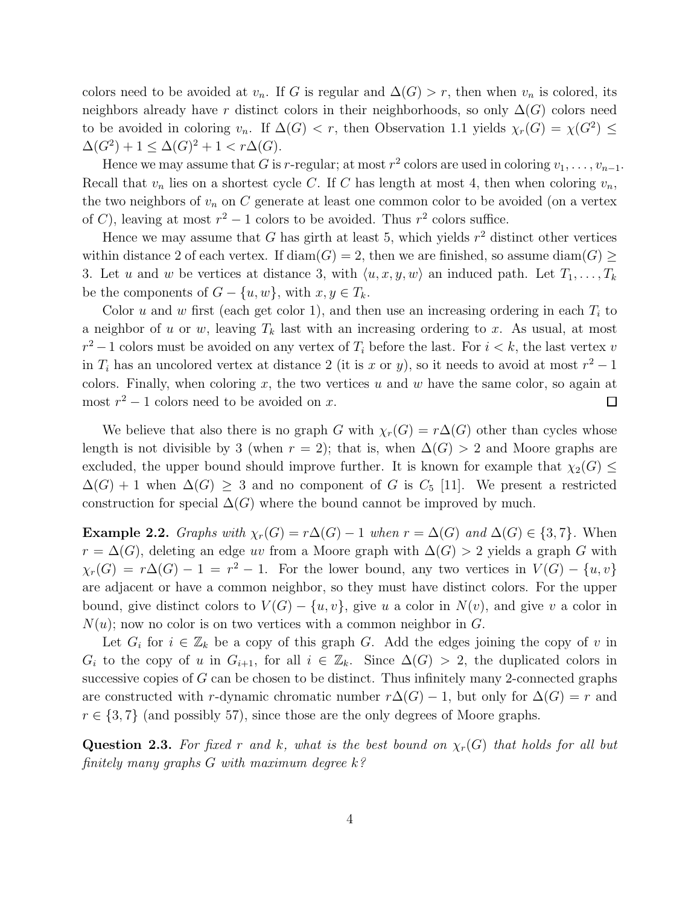colors need to be avoided at $v_n$. If $G$ is regular and $\Delta(G) > r$, then when $v_n$ is colored, its neighbors already have $r$ distinct colors in their neighborhoods, so only $\Delta(G)$ colors need to be avoided in coloring $v_n$. If $\Delta(G) < r$, then Observation 1.1 yields $\chi_r(G) = \chi(G^2) \le \Delta(G^2) + 1 \le \Delta(G)^2 + 1 < r\Delta(G)$.

Hence we may assume that $G$ is $r$-regular; at most $r^2$ colors are used in coloring $v_1, \ldots, v_{n-1}$. Recall that $v_n$ lies on a shortest cycle $C$. If $C$ has length at most 4, then when coloring $v_n$, the two neighbors of $v_n$ on $C$ generate at least one common color to be avoided (on a vertex of $C$), leaving at most $r^2 - 1$ colors to be avoided. Thus $r^2$ colors suffice.

Hence we may assume that $G$ has girth at least 5, which yields $r^2$ distinct other vertices within distance 2 of each vertex. If $\text{diam}(G) = 2$, then we are finished, so assume $\text{diam}(G) \ge 3$. Let $u$ and $w$ be vertices at distance 3, with $\langle u, x, y, w \rangle$ an induced path. Let $T_1, \ldots, T_k$ be the components of $G - \{u, w\}$, with $x, y \in T_k$.

Color $u$ and $w$ first (each get color 1), and then use an increasing ordering in each $T_i$ to a neighbor of $u$ or $w$, leaving $T_k$ last with an increasing ordering to $x$. As usual, at most $r^2 - 1$ colors must be avoided on any vertex of $T_i$ before the last. For $i < k$, the last vertex $v$ in $T_i$ has an uncolored vertex at distance 2 (it is $x$ or $y$), so it needs to avoid at most $r^2 - 1$ colors. Finally, when coloring $x$, the two vertices $u$ and $w$ have the same color, so again at most $r^2 - 1$ colors need to be avoided on $x$. □

We believe that also there is no graph $G$ with $\chi_r(G) = r\Delta(G)$ other than cycles whose length is not divisible by 3 (when $r = 2$); that is, when $\Delta(G) > 2$ and Moore graphs are excluded, the upper bound should improve further. It is known for example that $\chi_2(G) \le \Delta(G) + 1$ when $\Delta(G) \ge 3$ and no component of $G$ is $C_5$ [11]. We present a restricted construction for special $\Delta(G)$ where the bound cannot be improved by much.

**Example 2.2.** *Graphs with $\chi_r(G) = r\Delta(G) - 1$ when $r = \Delta(G)$ and $\Delta(G) \in \{3, 7\}$.* When $r = \Delta(G)$, deleting an edge $uv$ from a Moore graph with $\Delta(G) > 2$ yields a graph $G$ with $\chi_r(G) = r\Delta(G) - 1 = r^2 - 1$. For the lower bound, any two vertices in $V(G) - \{u, v\}$ are adjacent or have a common neighbor, so they must have distinct colors. For the upper bound, give distinct colors to $V(G) - \{u, v\}$, give $u$ a color in $N(v)$, and give $v$ a color in $N(u)$; now no color is on two vertices with a common neighbor in $G$.

Let $G_i$ for $i \in \mathbb{Z}_k$ be a copy of this graph $G$. Add the edges joining the copy of $v$ in $G_i$ to the copy of $u$ in $G_{i+1}$, for all $i \in \mathbb{Z}_k$. Since $\Delta(G) > 2$, the duplicated colors in successive copies of $G$ can be chosen to be distinct. Thus infinitely many 2-connected graphs are constructed with $r$-dynamic chromatic number $r\Delta(G) - 1$, but only for $\Delta(G) = r$ and $r \in \{3, 7\}$ (and possibly 57), since those are the only degrees of Moore graphs.

**Question 2.3.** *For fixed $r$ and $k$, what is the best bound on $\chi_r(G)$ that holds for all but finitely many graphs $G$ with maximum degree $k$?*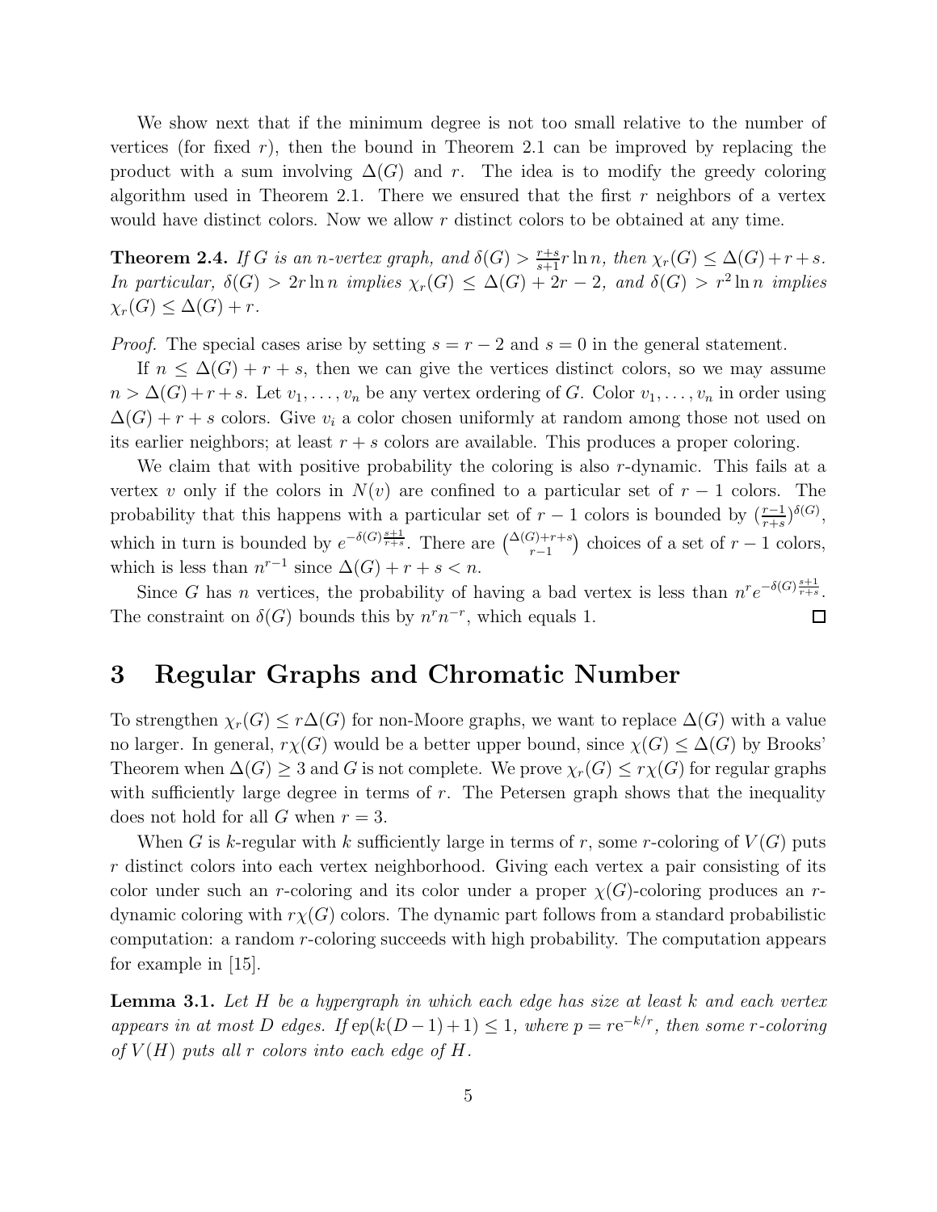We show next that if the minimum degree is not too small relative to the number of vertices (for fixed $r$), then the bound in Theorem 2.1 can be improved by replacing the product with a sum involving $\Delta(G)$ and $r$. The idea is to modify the greedy coloring algorithm used in Theorem 2.1. There we ensured that the first $r$ neighbors of a vertex would have distinct colors. Now we allow $r$ distinct colors to be obtained at any time.

**Theorem 2.4.** *If $G$ is an $n$-vertex graph, and $\delta(G) > \frac{r+s}{s+1} r \ln n$, then $\chi_r(G) \le \Delta(G) + r + s$. In particular, $\delta(G) > 2r \ln n$ implies $\chi_r(G) \le \Delta(G) + 2r - 2$, and $\delta(G) > r^2 \ln n$ implies $\chi_r(G) \le \Delta(G) + r$.*

*Proof.* The special cases arise by setting $s = r - 2$ and $s = 0$ in the general statement.

If $n \le \Delta(G) + r + s$, then we can give the vertices distinct colors, so we may assume $n > \Delta(G) + r + s$. Let $v_1, \ldots, v_n$ be any vertex ordering of $G$. Color $v_1, \ldots, v_n$ in order using $\Delta(G) + r + s$ colors. Give $v_i$ a color chosen uniformly at random among those not used on its earlier neighbors; at least $r + s$ colors are available. This produces a proper coloring.

We claim that with positive probability the coloring is also $r$-dynamic. This fails at a vertex $v$ only if the colors in $N(v)$ are confined to a particular set of $r - 1$ colors. The probability that this happens with a particular set of $r - 1$ colors is bounded by $(\frac{r-1}{r+s})^{\delta(G)}$, which in turn is bounded by $e^{-\delta(G)\frac{s+1}{r+s}}$. There are $\binom{\Delta(G)+r+s}{r-1}$ choices of a set of $r - 1$ colors, which is less than $n^{r-1}$ since $\Delta(G) + r + s < n$.

Since $G$ has $n$ vertices, the probability of having a bad vertex is less than $n^r e^{-\delta(G)\frac{s+1}{r+s}}$. The constraint on $\delta(G)$ bounds this by $n^r n^{-r}$, which equals 1. $\square$

# 3 Regular Graphs and Chromatic Number

To strengthen $\chi_r(G) \le r\Delta(G)$ for non-Moore graphs, we want to replace $\Delta(G)$ with a value no larger. In general, $r\chi(G)$ would be a better upper bound, since $\chi(G) \le \Delta(G)$ by Brooks' Theorem when $\Delta(G) \ge 3$ and $G$ is not complete. We prove $\chi_r(G) \le r\chi(G)$ for regular graphs with sufficiently large degree in terms of $r$. The Petersen graph shows that the inequality does not hold for all $G$ when $r = 3$.

When $G$ is $k$-regular with $k$ sufficiently large in terms of $r$, some $r$-coloring of $V(G)$ puts $r$ distinct colors into each vertex neighborhood. Giving each vertex a pair consisting of its color under such an $r$-coloring and its color under a proper $\chi(G)$-coloring produces an $r$-dynamic coloring with $r\chi(G)$ colors. The dynamic part follows from a standard probabilistic computation: a random $r$-coloring succeeds with high probability. The computation appears for example in [15].

**Lemma 3.1.** *Let $H$ be a hypergraph in which each edge has size at least $k$ and each vertex appears in at most $D$ edges. If $\mathrm{e}p(k(D-1)+1) \le 1$, where $p = r\mathrm{e}^{-k/r}$, then some $r$-coloring of $V(H)$ puts all $r$ colors into each edge of $H$.*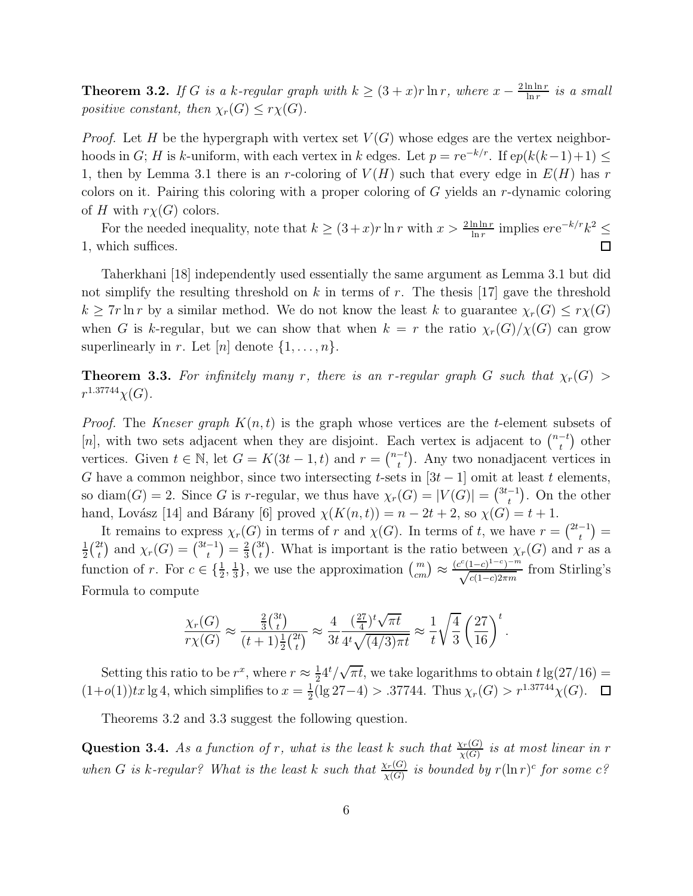**Theorem 3.2.** *If $G$ is a $k$-regular graph with $k \geq (3+x)r\ln r$, where $x - \frac{2\ln\ln r}{\ln r}$ is a small positive constant, then $\chi_r(G) \leq r\chi(G)$.*

*Proof.* Let $H$ be the hypergraph with vertex set $V(G)$ whose edges are the vertex neighborhoods in $G$; $H$ is $k$-uniform, with each vertex in $k$ edges. Let $p = re^{-k/r}$. If $ep(k(k-1)+1) \leq 1$, then by Lemma 3.1 there is an $r$-coloring of $V(H)$ such that every edge in $E(H)$ has $r$ colors on it. Pairing this coloring with a proper coloring of $G$ yields an $r$-dynamic coloring of $H$ with $r\chi(G)$ colors.

For the needed inequality, note that $k \geq (3+x)r\ln r$ with $x > \frac{2\ln\ln r}{\ln r}$ implies $ere^{-k/r}k^2 \leq 1$, which suffices. $\square$

Taherkhani [18] independently used essentially the same argument as Lemma 3.1 but did not simplify the resulting threshold on $k$ in terms of $r$. The thesis [17] gave the threshold $k \geq 7r\ln r$ by a similar method. We do not know the least $k$ to guarantee $\chi_r(G) \leq r\chi(G)$ when $G$ is $k$-regular, but we can show that when $k = r$ the ratio $\chi_r(G)/\chi(G)$ can grow superlinearly in $r$. Let $[n]$ denote $\{1, \ldots, n\}$.

**Theorem 3.3.** *For infinitely many $r$, there is an $r$-regular graph $G$ such that $\chi_r(G) > r^{1.37744}\chi(G)$.*

*Proof.* The *Kneser graph* $K(n,t)$ is the graph whose vertices are the $t$-element subsets of $[n]$, with two sets adjacent when they are disjoint. Each vertex is adjacent to $\binom{n-t}{t}$ other vertices. Given $t \in \mathbb{N}$, let $G = K(3t-1,t)$ and $r = \binom{n-t}{t}$. Any two nonadjacent vertices in $G$ have a common neighbor, since two intersecting $t$-sets in $[3t-1]$ omit at least $t$ elements, so $\mathrm{diam}(G) = 2$. Since $G$ is $r$-regular, we thus have $\chi_r(G) = |V(G)| = \binom{3t-1}{t}$. On the other hand, Lovász [14] and Bárány [6] proved $\chi(K(n,t)) = n - 2t + 2$, so $\chi(G) = t+1$.

It remains to express $\chi_r(G)$ in terms of $r$ and $\chi(G)$. In terms of $t$, we have $r = \binom{2t-1}{t} = \frac{1}{2}\binom{2t}{t}$ and $\chi_r(G) = \binom{3t-1}{t} = \frac{2}{3}\binom{3t}{t}$. What is important is the ratio between $\chi_r(G)$ and $r$ as a function of $r$. For $c \in \{\frac{1}{2}, \frac{1}{3}\}$, we use the approximation $\binom{m}{cm} \approx \frac{(c^c(1-c)^{1-c})^{-m}}{\sqrt{c(1-c)2\pi m}}$ from Stirling's Formula to compute

$$\frac{\chi_r(G)}{r\chi(G)} \approx \frac{\frac{2}{3}\binom{3t}{t}}{(t+1)\frac{1}{2}\binom{2t}{t}} \approx \frac{4}{3t}\frac{(\frac{27}{4})^t\sqrt{\pi t}}{4^t\sqrt{(4/3)\pi t}} \approx \frac{1}{t}\sqrt{\frac{4}{3}}\left(\frac{27}{16}\right)^t.$$

Setting this ratio to be $r^x$, where $r \approx \frac{1}{2}4^t/\sqrt{\pi t}$, we take logarithms to obtain $t\lg(27/16) = (1+o(1))tx\lg 4$, which simplifies to $x = \frac{1}{2}(\lg 27 - 4) > .37744$. Thus $\chi_r(G) > r^{1.37744}\chi(G)$. $\square$

Theorems 3.2 and 3.3 suggest the following question.

**Question 3.4.** *As a function of $r$, what is the least $k$ such that $\frac{\chi_r(G)}{\chi(G)}$ is at most linear in $r$ when $G$ is $k$-regular? What is the least $k$ such that $\frac{\chi_r(G)}{\chi(G)}$ is bounded by $r(\ln r)^c$ for some $c$?*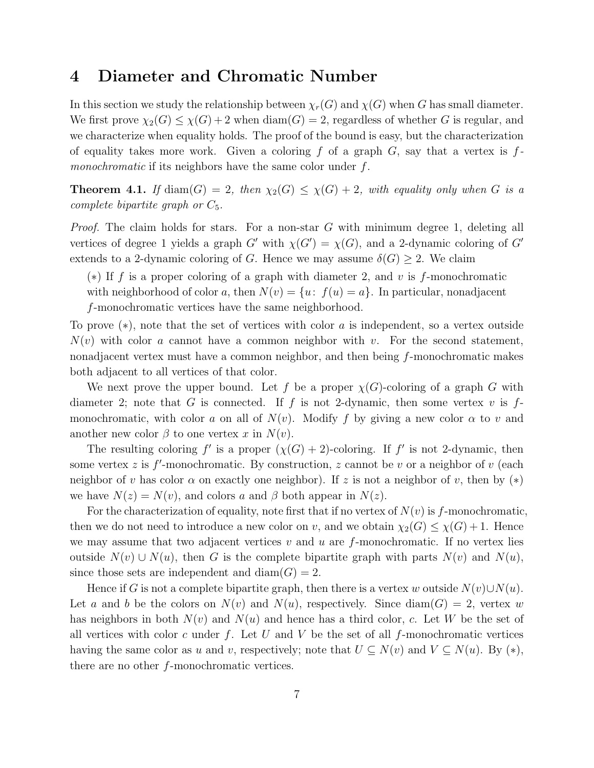## 4 Diameter and Chromatic Number

In this section we study the relationship between $\chi_r(G)$ and $\chi(G)$ when $G$ has small diameter. We first prove $\chi_2(G) \le \chi(G)+2$ when $\mathrm{diam}(G) = 2$, regardless of whether $G$ is regular, and we characterize when equality holds. The proof of the bound is easy, but the characterization of equality takes more work. Given a coloring $f$ of a graph $G$, say that a vertex is $f$-*monochromatic* if its neighbors have the same color under $f$.

**Theorem 4.1.** *If* $\mathrm{diam}(G) = 2$*, then* $\chi_2(G) \le \chi(G) + 2$*, with equality only when* $G$ *is a complete bipartite graph or* $C_5$*.*

*Proof.* The claim holds for stars. For a non-star $G$ with minimum degree 1, deleting all vertices of degree 1 yields a graph $G'$ with $\chi(G') = \chi(G)$, and a 2-dynamic coloring of $G'$ extends to a 2-dynamic coloring of $G$. Hence we may assume $\delta(G) \ge 2$. We claim

($*$) If $f$ is a proper coloring of a graph with diameter 2, and $v$ is $f$-monochromatic with neighborhood of color $a$, then $N(v) = \{u\colon\ f(u) = a\}$. In particular, nonadjacent $f$-monochromatic vertices have the same neighborhood.

To prove ($*$), note that the set of vertices with color $a$ is independent, so a vertex outside $N(v)$ with color $a$ cannot have a common neighbor with $v$. For the second statement, nonadjacent vertex must have a common neighbor, and then being $f$-monochromatic makes both adjacent to all vertices of that color.

We next prove the upper bound. Let $f$ be a proper $\chi(G)$-coloring of a graph $G$ with diameter 2; note that $G$ is connected. If $f$ is not 2-dynamic, then some vertex $v$ is $f$-monochromatic, with color $a$ on all of $N(v)$. Modify $f$ by giving a new color $\alpha$ to $v$ and another new color $\beta$ to one vertex $x$ in $N(v)$.

The resulting coloring $f'$ is a proper $(\chi(G)+2)$-coloring. If $f'$ is not 2-dynamic, then some vertex $z$ is $f'$-monochromatic. By construction, $z$ cannot be $v$ or a neighbor of $v$ (each neighbor of $v$ has color $\alpha$ on exactly one neighbor). If $z$ is not a neighbor of $v$, then by ($*$) we have $N(z) = N(v)$, and colors $a$ and $\beta$ both appear in $N(z)$.

For the characterization of equality, note first that if no vertex of $N(v)$ is $f$-monochromatic, then we do not need to introduce a new color on $v$, and we obtain $\chi_2(G) \le \chi(G)+1$. Hence we may assume that two adjacent vertices $v$ and $u$ are $f$-monochromatic. If no vertex lies outside $N(v) \cup N(u)$, then $G$ is the complete bipartite graph with parts $N(v)$ and $N(u)$, since those sets are independent and $\mathrm{diam}(G) = 2$.

Hence if $G$ is not a complete bipartite graph, then there is a vertex $w$ outside $N(v) \cup N(u)$. Let $a$ and $b$ be the colors on $N(v)$ and $N(u)$, respectively. Since $\mathrm{diam}(G) = 2$, vertex $w$ has neighbors in both $N(v)$ and $N(u)$ and hence has a third color, $c$. Let $W$ be the set of all vertices with color $c$ under $f$. Let $U$ and $V$ be the set of all $f$-monochromatic vertices having the same color as $u$ and $v$, respectively; note that $U \subseteq N(v)$ and $V \subseteq N(u)$. By ($*$), there are no other $f$-monochromatic vertices.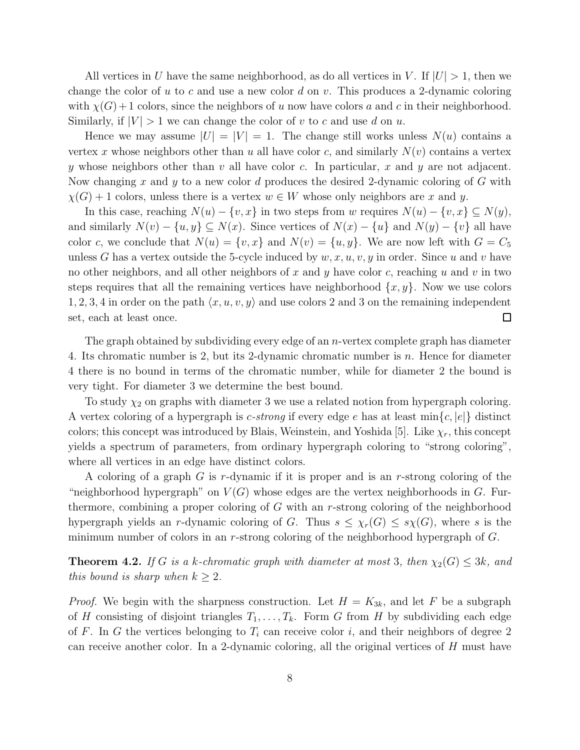All vertices in $U$ have the same neighborhood, as do all vertices in $V$. If $|U| > 1$, then we change the color of $u$ to $c$ and use a new color $d$ on $v$. This produces a 2-dynamic coloring with $\chi(G)+1$ colors, since the neighbors of $u$ now have colors $a$ and $c$ in their neighborhood. Similarly, if $|V| > 1$ we can change the color of $v$ to $c$ and use $d$ on $u$.

Hence we may assume $|U| = |V| = 1$. The change still works unless $N(u)$ contains a vertex $x$ whose neighbors other than $u$ all have color $c$, and similarly $N(v)$ contains a vertex $y$ whose neighbors other than $v$ all have color $c$. In particular, $x$ and $y$ are not adjacent. Now changing $x$ and $y$ to a new color $d$ produces the desired 2-dynamic coloring of $G$ with $\chi(G) + 1$ colors, unless there is a vertex $w \in W$ whose only neighbors are $x$ and $y$.

In this case, reaching $N(u) - \{v, x\}$ in two steps from $w$ requires $N(u) - \{v, x\} \subseteq N(y)$, and similarly $N(v) - \{u, y\} \subseteq N(x)$. Since vertices of $N(x) - \{u\}$ and $N(y) - \{v\}$ all have color $c$, we conclude that $N(u) = \{v, x\}$ and $N(v) = \{u, y\}$. We are now left with $G = C_5$ unless $G$ has a vertex outside the 5-cycle induced by $w, x, u, v, y$ in order. Since $u$ and $v$ have no other neighbors, and all other neighbors of $x$ and $y$ have color $c$, reaching $u$ and $v$ in two steps requires that all the remaining vertices have neighborhood $\{x, y\}$. Now we use colors $1, 2, 3, 4$ in order on the path $\langle x, u, v, y\rangle$ and use colors 2 and 3 on the remaining independent set, each at least once. $\square$

The graph obtained by subdividing every edge of an $n$-vertex complete graph has diameter 4. Its chromatic number is 2, but its 2-dynamic chromatic number is $n$. Hence for diameter 4 there is no bound in terms of the chromatic number, while for diameter 2 the bound is very tight. For diameter 3 we determine the best bound.

To study $\chi_2$ on graphs with diameter 3 we use a related notion from hypergraph coloring. A vertex coloring of a hypergraph is *$c$-strong* if every edge $e$ has at least $\min\{c, |e|\}$ distinct colors; this concept was introduced by Blais, Weinstein, and Yoshida [5]. Like $\chi_r$, this concept yields a spectrum of parameters, from ordinary hypergraph coloring to "strong coloring", where all vertices in an edge have distinct colors.

A coloring of a graph $G$ is $r$-dynamic if it is proper and is an $r$-strong coloring of the "neighborhood hypergraph" on $V(G)$ whose edges are the vertex neighborhoods in $G$. Furthermore, combining a proper coloring of $G$ with an $r$-strong coloring of the neighborhood hypergraph yields an $r$-dynamic coloring of $G$. Thus $s \le \chi_r(G) \le s\chi(G)$, where $s$ is the minimum number of colors in an $r$-strong coloring of the neighborhood hypergraph of $G$.

**Theorem 4.2.** *If $G$ is a $k$-chromatic graph with diameter at most 3, then $\chi_2(G) \le 3k$, and this bound is sharp when $k \ge 2$.*

*Proof.* We begin with the sharpness construction. Let $H = K_{3k}$, and let $F$ be a subgraph of $H$ consisting of disjoint triangles $T_1, \ldots, T_k$. Form $G$ from $H$ by subdividing each edge of $F$. In $G$ the vertices belonging to $T_i$ can receive color $i$, and their neighbors of degree 2 can receive another color. In a 2-dynamic coloring, all the original vertices of $H$ must have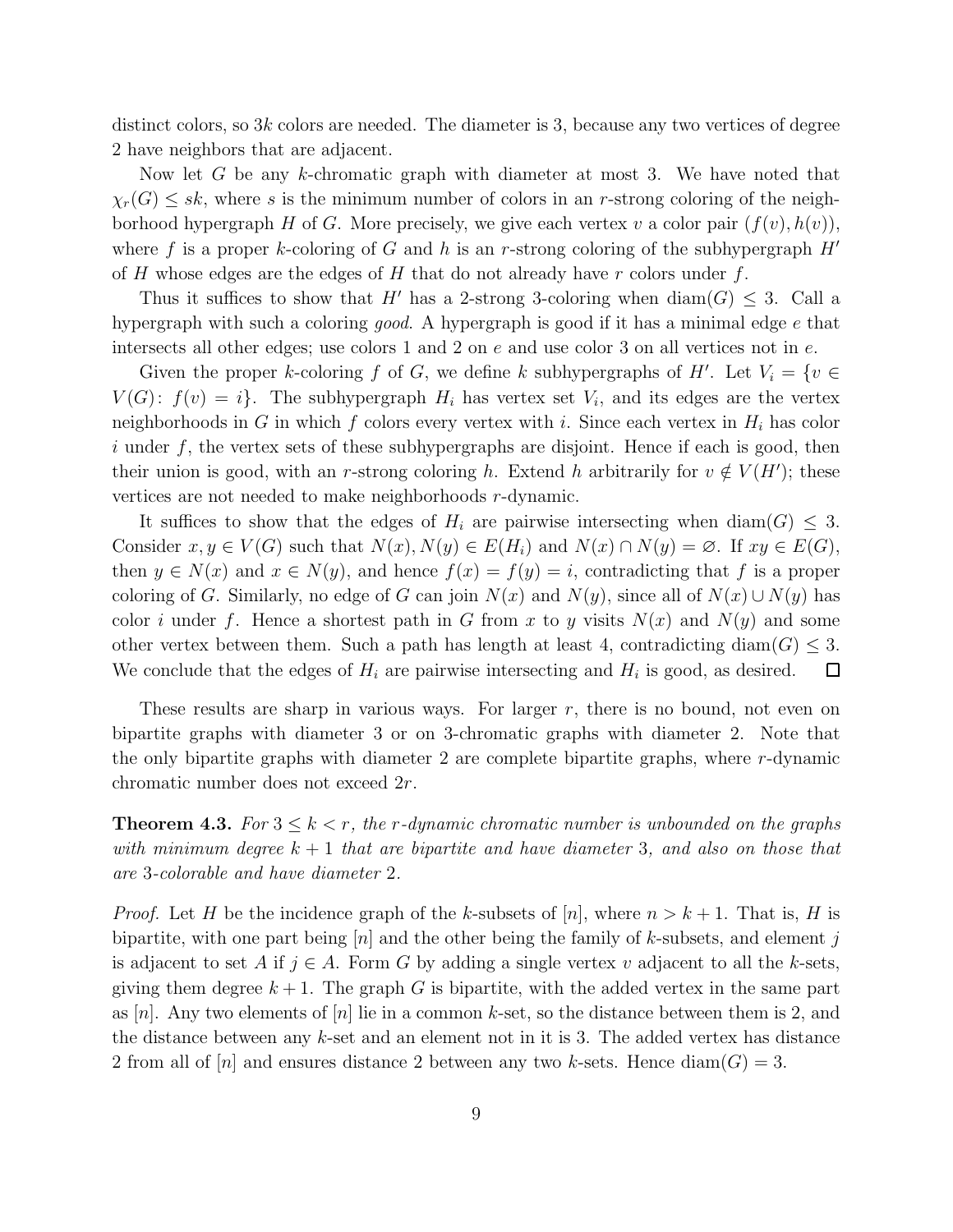distinct colors, so $3k$ colors are needed. The diameter is 3, because any two vertices of degree 2 have neighbors that are adjacent.

Now let $G$ be any $k$-chromatic graph with diameter at most 3. We have noted that $\chi_r(G) \le sk$, where $s$ is the minimum number of colors in an $r$-strong coloring of the neighborhood hypergraph $H$ of $G$. More precisely, we give each vertex $v$ a color pair $(f(v), h(v))$, where $f$ is a proper $k$-coloring of $G$ and $h$ is an $r$-strong coloring of the subhypergraph $H'$ of $H$ whose edges are the edges of $H$ that do not already have $r$ colors under $f$.

Thus it suffices to show that $H'$ has a 2-strong 3-coloring when $\mathrm{diam}(G) \le 3$. Call a hypergraph with such a coloring *good*. A hypergraph is good if it has a minimal edge $e$ that intersects all other edges; use colors 1 and 2 on $e$ and use color 3 on all vertices not in $e$.

Given the proper $k$-coloring $f$ of $G$, we define $k$ subhypergraphs of $H'$. Let $V_i = \{v \in V(G) \colon f(v) = i\}$. The subhypergraph $H_i$ has vertex set $V_i$, and its edges are the vertex neighborhoods in $G$ in which $f$ colors every vertex with $i$. Since each vertex in $H_i$ has color $i$ under $f$, the vertex sets of these subhypergraphs are disjoint. Hence if each is good, then their union is good, with an $r$-strong coloring $h$. Extend $h$ arbitrarily for $v \notin V(H')$; these vertices are not needed to make neighborhoods $r$-dynamic.

It suffices to show that the edges of $H_i$ are pairwise intersecting when $\mathrm{diam}(G) \le 3$. Consider $x, y \in V(G)$ such that $N(x), N(y) \in E(H_i)$ and $N(x) \cap N(y) = \varnothing$. If $xy \in E(G)$, then $y \in N(x)$ and $x \in N(y)$, and hence $f(x) = f(y) = i$, contradicting that $f$ is a proper coloring of $G$. Similarly, no edge of $G$ can join $N(x)$ and $N(y)$, since all of $N(x) \cup N(y)$ has color $i$ under $f$. Hence a shortest path in $G$ from $x$ to $y$ visits $N(x)$ and $N(y)$ and some other vertex between them. Such a path has length at least 4, contradicting $\mathrm{diam}(G) \le 3$. We conclude that the edges of $H_i$ are pairwise intersecting and $H_i$ is good, as desired. $\square$

These results are sharp in various ways. For larger $r$, there is no bound, not even on bipartite graphs with diameter 3 or on 3-chromatic graphs with diameter 2. Note that the only bipartite graphs with diameter 2 are complete bipartite graphs, where $r$-dynamic chromatic number does not exceed $2r$.

**Theorem 4.3.** *For $3 \le k < r$, the $r$-dynamic chromatic number is unbounded on the graphs with minimum degree $k+1$ that are bipartite and have diameter 3, and also on those that are 3-colorable and have diameter 2.*

*Proof.* Let $H$ be the incidence graph of the $k$-subsets of $[n]$, where $n > k+1$. That is, $H$ is bipartite, with one part being $[n]$ and the other being the family of $k$-subsets, and element $j$ is adjacent to set $A$ if $j \in A$. Form $G$ by adding a single vertex $v$ adjacent to all the $k$-sets, giving them degree $k+1$. The graph $G$ is bipartite, with the added vertex in the same part as $[n]$. Any two elements of $[n]$ lie in a common $k$-set, so the distance between them is 2, and the distance between any $k$-set and an element not in it is 3. The added vertex has distance 2 from all of $[n]$ and ensures distance 2 between any two $k$-sets. Hence $\mathrm{diam}(G) = 3$.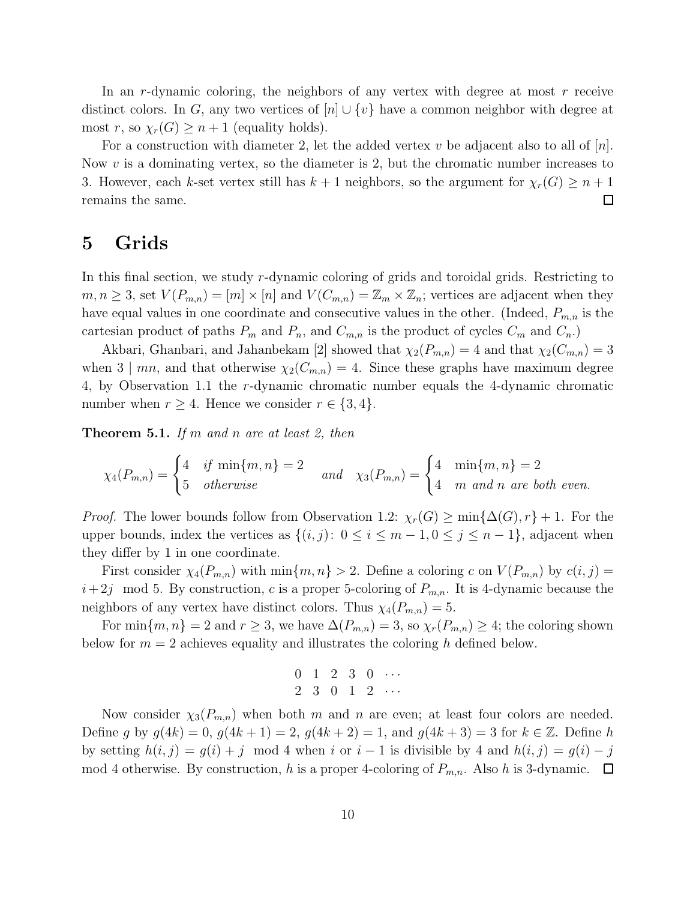In an $r$-dynamic coloring, the neighbors of any vertex with degree at most $r$ receive distinct colors. In $G$, any two vertices of $[n] \cup \{v\}$ have a common neighbor with degree at most $r$, so $\chi_r(G) \geq n+1$ (equality holds).

For a construction with diameter 2, let the added vertex $v$ be adjacent also to all of $[n]$. Now $v$ is a dominating vertex, so the diameter is 2, but the chromatic number increases to 3. However, each $k$-set vertex still has $k+1$ neighbors, so the argument for $\chi_r(G) \geq n+1$ remains the same. $\square$

## 5 Grids

In this final section, we study $r$-dynamic coloring of grids and toroidal grids. Restricting to $m, n \geq 3$, set $V(P_{m,n}) = [m] \times [n]$ and $V(C_{m,n}) = \mathbb{Z}_m \times \mathbb{Z}_n$; vertices are adjacent when they have equal values in one coordinate and consecutive values in the other. (Indeed, $P_{m,n}$ is the cartesian product of paths $P_m$ and $P_n$, and $C_{m,n}$ is the product of cycles $C_m$ and $C_n$.)

Akbari, Ghanbari, and Jahanbekam [2] showed that $\chi_2(P_{m,n}) = 4$ and that $\chi_2(C_{m,n}) = 3$ when $3 \mid mn$, and that otherwise $\chi_2(C_{m,n}) = 4$. Since these graphs have maximum degree 4, by Observation 1.1 the $r$-dynamic chromatic number equals the 4-dynamic chromatic number when $r \geq 4$. Hence we consider $r \in \{3, 4\}$.

**Theorem 5.1.** *If $m$ and $n$ are at least 2, then*

$$\chi_4(P_{m,n}) = \begin{cases} 4 & \text{if } \min\{m,n\} = 2 \\ 5 & \text{otherwise} \end{cases} \quad \text{and} \quad \chi_3(P_{m,n}) = \begin{cases} 4 & \min\{m,n\} = 2 \\ 4 & m \text{ and } n \text{ are both even.} \end{cases}$$

*Proof.* The lower bounds follow from Observation 1.2: $\chi_r(G) \geq \min\{\Delta(G), r\} + 1$. For the upper bounds, index the vertices as $\{(i,j)\colon 0 \leq i \leq m-1, 0 \leq j \leq n-1\}$, adjacent when they differ by 1 in one coordinate.

First consider $\chi_4(P_{m,n})$ with $\min\{m,n\} > 2$. Define a coloring $c$ on $V(P_{m,n})$ by $c(i,j) = i + 2j \mod 5$. By construction, $c$ is a proper 5-coloring of $P_{m,n}$. It is 4-dynamic because the neighbors of any vertex have distinct colors. Thus $\chi_4(P_{m,n}) = 5$.

For $\min\{m,n\} = 2$ and $r \geq 3$, we have $\Delta(P_{m,n}) = 3$, so $\chi_r(P_{m,n}) \geq 4$; the coloring shown below for $m = 2$ achieves equality and illustrates the coloring $h$ defined below.

$$\begin{matrix} 0 & 1 & 2 & 3 & 0 & \cdots \\ 2 & 3 & 0 & 1 & 2 & \cdots \end{matrix}$$

Now consider $\chi_3(P_{m,n})$ when both $m$ and $n$ are even; at least four colors are needed. Define $g$ by $g(4k) = 0$, $g(4k+1) = 2$, $g(4k+2) = 1$, and $g(4k+3) = 3$ for $k \in \mathbb{Z}$. Define $h$ by setting $h(i,j) = g(i) + j \mod 4$ when $i$ or $i-1$ is divisible by 4 and $h(i,j) = g(i) - j \mod 4$ otherwise. By construction, $h$ is a proper 4-coloring of $P_{m,n}$. Also $h$ is 3-dynamic. $\square$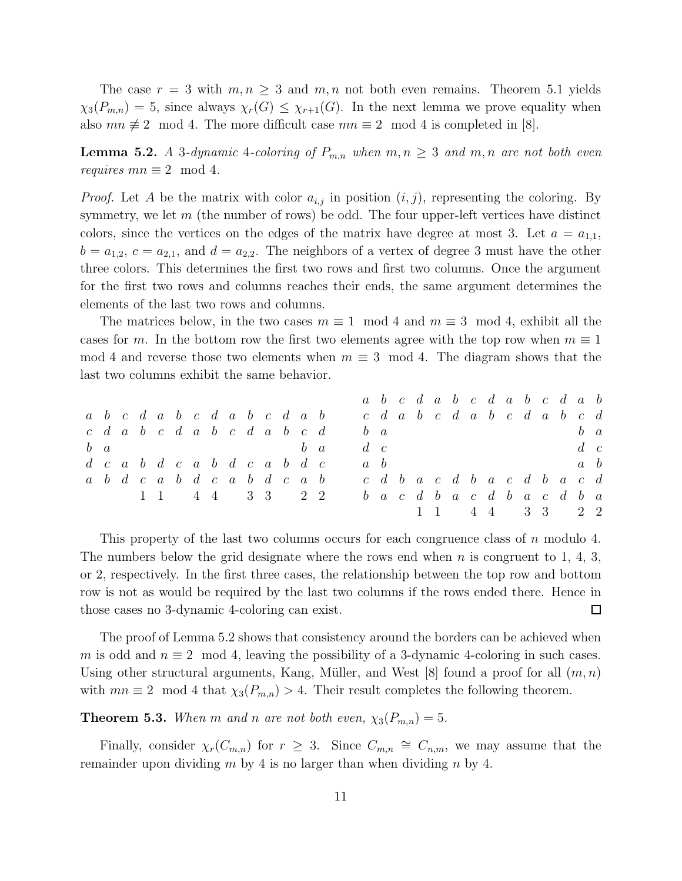The case $r = 3$ with $m, n \geq 3$ and $m, n$ not both even remains. Theorem 5.1 yields $\chi_3(P_{m,n}) = 5$, since always $\chi_r(G) \leq \chi_{r+1}(G)$. In the next lemma we prove equality when also $mn \not\equiv 2 \mod 4$. The more difficult case $mn \equiv 2 \mod 4$ is completed in [8].

**Lemma 5.2.** *A 3-dynamic 4-coloring of $P_{m,n}$ when $m, n \geq 3$ and $m, n$ are not both even requires $mn \equiv 2 \mod 4$.*

*Proof.* Let $A$ be the matrix with color $a_{i,j}$ in position $(i, j)$, representing the coloring. By symmetry, we let $m$ (the number of rows) be odd. The four upper-left vertices have distinct colors, since the vertices on the edges of the matrix have degree at most 3. Let $a = a_{1,1}$, $b = a_{1,2}$, $c = a_{2,1}$, and $d = a_{2,2}$. The neighbors of a vertex of degree 3 must have the other three colors. This determines the first two rows and first two columns. Once the argument for the first two rows and columns reaches their ends, the same argument determines the elements of the last two rows and columns.

The matrices below, in the two cases $m \equiv 1 \mod 4$ and $m \equiv 3 \mod 4$, exhibit all the cases for $m$. In the bottom row the first two elements agree with the top row when $m \equiv 1 \mod 4$ and reverse those two elements when $m \equiv 3 \mod 4$. The diagram shows that the last two columns exhibit the same behavior.

$$
\begin{array}{cccccccccccccc}
a & b & c & d & a & b & c & d & a & b & c & d & a & b \\
c & d & a & b & c & d & a & b & c & d & a & b & c & d \\
b & a & & & & & & & & & & & b & a \\
d & c & a & b & d & c & a & b & d & c & a & b & d & c \\
a & b & d & c & a & b & d & c & a & b & d & c & a & b \\
 & & & 1 & 1 & & 4 & 4 & & 3 & 3 & & 2 & 2
\end{array}
\qquad
\begin{array}{cccccccccccccc}
a & b & c & d & a & b & c & d & a & b & c & d & a & b \\
c & d & a & b & c & d & a & b & c & d & a & b & c & d \\
b & a & & & & & & & & & & & b & a \\
d & c & & & & & & & & & & & d & c \\
a & b & & & & & & & & & & & a & b \\
c & d & b & a & c & d & b & a & c & d & b & a & c & d \\
b & a & c & d & b & a & c & d & b & a & c & d & b & a \\
 & & & 1 & 1 & & 4 & 4 & & 3 & 3 & & 2 & 2
\end{array}
$$

This property of the last two columns occurs for each congruence class of $n$ modulo 4. The numbers below the grid designate where the rows end when $n$ is congruent to 1, 4, 3, or 2, respectively. In the first three cases, the relationship between the top row and bottom row is not as would be required by the last two columns if the rows ended there. Hence in those cases no 3-dynamic 4-coloring can exist. $\square$

The proof of Lemma 5.2 shows that consistency around the borders can be achieved when $m$ is odd and $n \equiv 2 \mod 4$, leaving the possibility of a 3-dynamic 4-coloring in such cases. Using other structural arguments, Kang, Müller, and West [8] found a proof for all $(m, n)$ with $mn \equiv 2 \mod 4$ that $\chi_3(P_{m,n}) > 4$. Their result completes the following theorem.

**Theorem 5.3.** *When $m$ and $n$ are not both even, $\chi_3(P_{m,n}) = 5$.*

Finally, consider $\chi_r(C_{m,n})$ for $r \geq 3$. Since $C_{m,n} \cong C_{n,m}$, we may assume that the remainder upon dividing $m$ by 4 is no larger than when dividing $n$ by 4.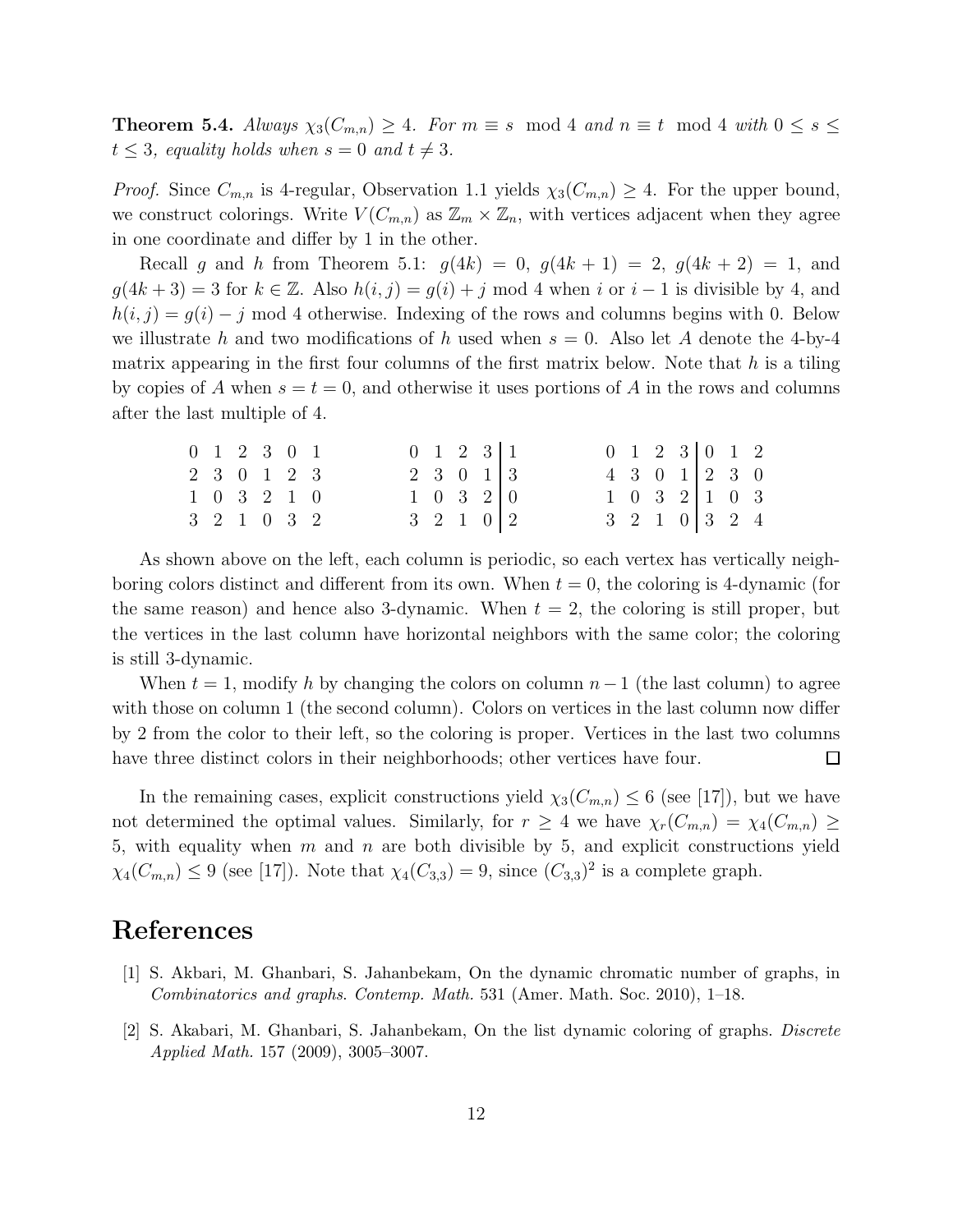**Theorem 5.4.** *Always $\chi_3(C_{m,n}) \geq 4$. For $m \equiv s \mod 4$ and $n \equiv t \mod 4$ with $0 \leq s \leq t \leq 3$, equality holds when $s = 0$ and $t \neq 3$.*

*Proof.* Since $C_{m,n}$ is 4-regular, Observation 1.1 yields $\chi_3(C_{m,n}) \geq 4$. For the upper bound, we construct colorings. Write $V(C_{m,n})$ as $\mathbb{Z}_m \times \mathbb{Z}_n$, with vertices adjacent when they agree in one coordinate and differ by 1 in the other.

Recall $g$ and $h$ from Theorem 5.1: $g(4k) = 0$, $g(4k+1) = 2$, $g(4k+2) = 1$, and $g(4k+3) = 3$ for $k \in \mathbb{Z}$. Also $h(i,j) = g(i) + j \mod 4$ when $i$ or $i-1$ is divisible by 4, and $h(i,j) = g(i) - j \mod 4$ otherwise. Indexing of the rows and columns begins with 0. Below we illustrate $h$ and two modifications of $h$ used when $s = 0$. Also let $A$ denote the 4-by-4 matrix appearing in the first four columns of the first matrix below. Note that $h$ is a tiling by copies of $A$ when $s = t = 0$, and otherwise it uses portions of $A$ in the rows and columns after the last multiple of 4.

$$
\begin{array}{cccccc}
0 & 1 & 2 & 3 & 0 & 1 \\
2 & 3 & 0 & 1 & 2 & 3 \\
1 & 0 & 3 & 2 & 1 & 0 \\
3 & 2 & 1 & 0 & 3 & 2
\end{array}
\qquad
\begin{array}{cccc|c}
0 & 1 & 2 & 3 & 1 \\
2 & 3 & 0 & 1 & 3 \\
1 & 0 & 3 & 2 & 0 \\
3 & 2 & 1 & 0 & 2
\end{array}
\qquad
\begin{array}{cccc|ccc}
0 & 1 & 2 & 3 & 0 & 1 & 2 \\
4 & 3 & 0 & 1 & 2 & 3 & 0 \\
1 & 0 & 3 & 2 & 1 & 0 & 3 \\
3 & 2 & 1 & 0 & 3 & 2 & 4
\end{array}
$$

As shown above on the left, each column is periodic, so each vertex has vertically neighboring colors distinct and different from its own. When $t = 0$, the coloring is 4-dynamic (for the same reason) and hence also 3-dynamic. When $t = 2$, the coloring is still proper, but the vertices in the last column have horizontal neighbors with the same color; the coloring is still 3-dynamic.

When $t = 1$, modify $h$ by changing the colors on column $n-1$ (the last column) to agree with those on column 1 (the second column). Colors on vertices in the last column now differ by 2 from the color to their left, so the coloring is proper. Vertices in the last two columns have three distinct colors in their neighborhoods; other vertices have four. $\square$

In the remaining cases, explicit constructions yield $\chi_3(C_{m,n}) \leq 6$ (see [17]), but we have not determined the optimal values. Similarly, for $r \geq 4$ we have $\chi_r(C_{m,n}) = \chi_4(C_{m,n}) \geq 5$, with equality when $m$ and $n$ are both divisible by 5, and explicit constructions yield $\chi_4(C_{m,n}) \leq 9$ (see [17]). Note that $\chi_4(C_{3,3}) = 9$, since $(C_{3,3})^2$ is a complete graph.

# References

[1] S. Akbari, M. Ghanbari, S. Jahanbekam, On the dynamic chromatic number of graphs, in *Combinatorics and graphs. Contemp. Math.* 531 (Amer. Math. Soc. 2010), 1–18.

[2] S. Akabari, M. Ghanbari, S. Jahanbekam, On the list dynamic coloring of graphs. *Discrete Applied Math.* 157 (2009), 3005–3007.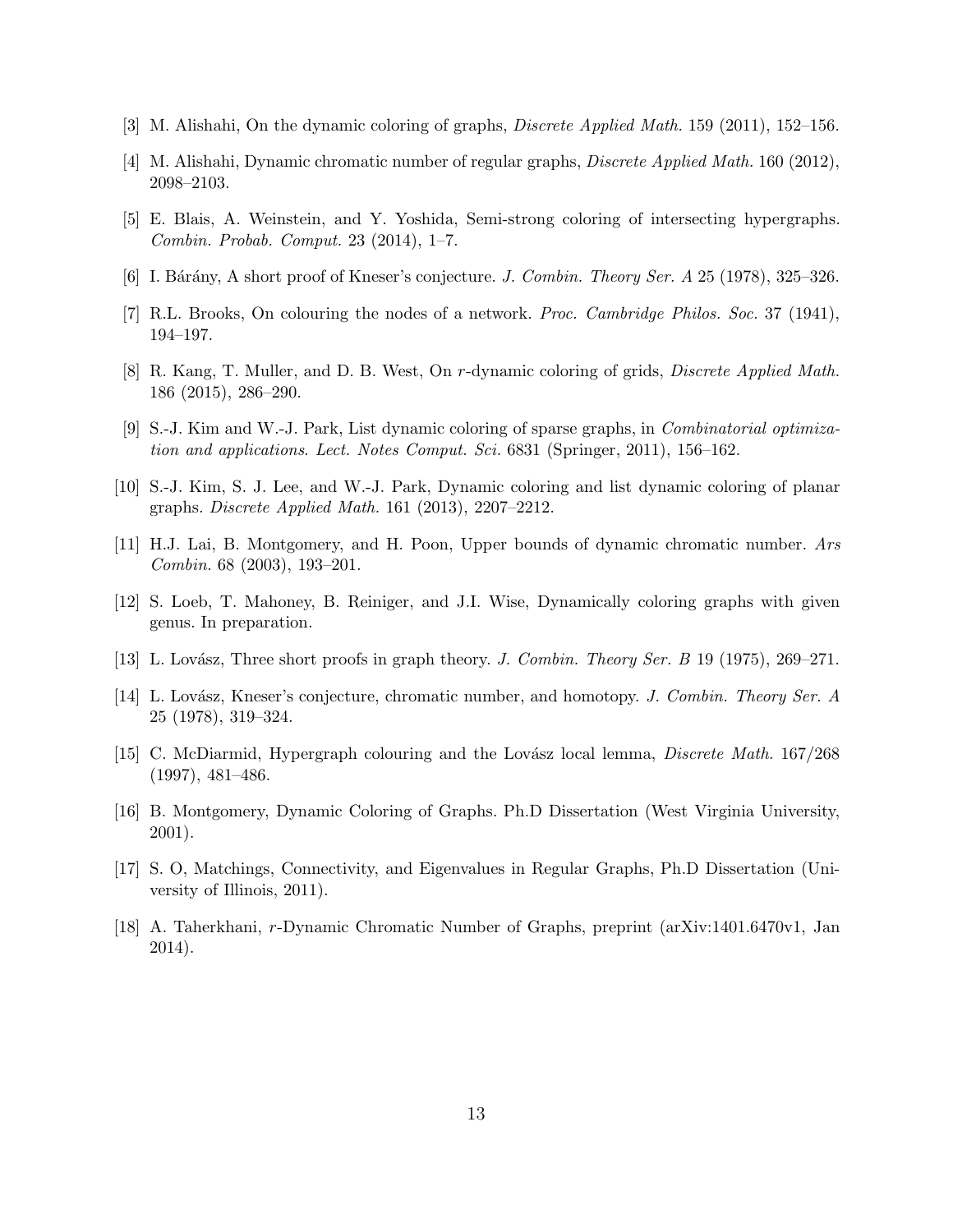[3] M. Alishahi, On the dynamic coloring of graphs, *Discrete Applied Math.* 159 (2011), 152–156.

[4] M. Alishahi, Dynamic chromatic number of regular graphs, *Discrete Applied Math.* 160 (2012), 2098–2103.

[5] E. Blais, A. Weinstein, and Y. Yoshida, Semi-strong coloring of intersecting hypergraphs. *Combin. Probab. Comput.* 23 (2014), 1–7.

[6] I. Bárány, A short proof of Kneser's conjecture. *J. Combin. Theory Ser. A* 25 (1978), 325–326.

[7] R.L. Brooks, On colouring the nodes of a network. *Proc. Cambridge Philos. Soc.* 37 (1941), 194–197.

[8] R. Kang, T. Muller, and D. B. West, On $r$-dynamic coloring of grids, *Discrete Applied Math.* 186 (2015), 286–290.

[9] S.-J. Kim and W.-J. Park, List dynamic coloring of sparse graphs, in *Combinatorial optimization and applications*. *Lect. Notes Comput. Sci.* 6831 (Springer, 2011), 156–162.

[10] S.-J. Kim, S. J. Lee, and W.-J. Park, Dynamic coloring and list dynamic coloring of planar graphs. *Discrete Applied Math.* 161 (2013), 2207–2212.

[11] H.J. Lai, B. Montgomery, and H. Poon, Upper bounds of dynamic chromatic number. *Ars Combin.* 68 (2003), 193–201.

[12] S. Loeb, T. Mahoney, B. Reiniger, and J.I. Wise, Dynamically coloring graphs with given genus. In preparation.

[13] L. Lovász, Three short proofs in graph theory. *J. Combin. Theory Ser. B* 19 (1975), 269–271.

[14] L. Lovász, Kneser's conjecture, chromatic number, and homotopy. *J. Combin. Theory Ser. A* 25 (1978), 319–324.

[15] C. McDiarmid, Hypergraph colouring and the Lovász local lemma, *Discrete Math.* 167/268 (1997), 481–486.

[16] B. Montgomery, Dynamic Coloring of Graphs. Ph.D Dissertation (West Virginia University, 2001).

[17] S. O, Matchings, Connectivity, and Eigenvalues in Regular Graphs, Ph.D Dissertation (University of Illinois, 2011).

[18] A. Taherkhani, $r$-Dynamic Chromatic Number of Graphs, preprint (arXiv:1401.6470v1, Jan 2014).